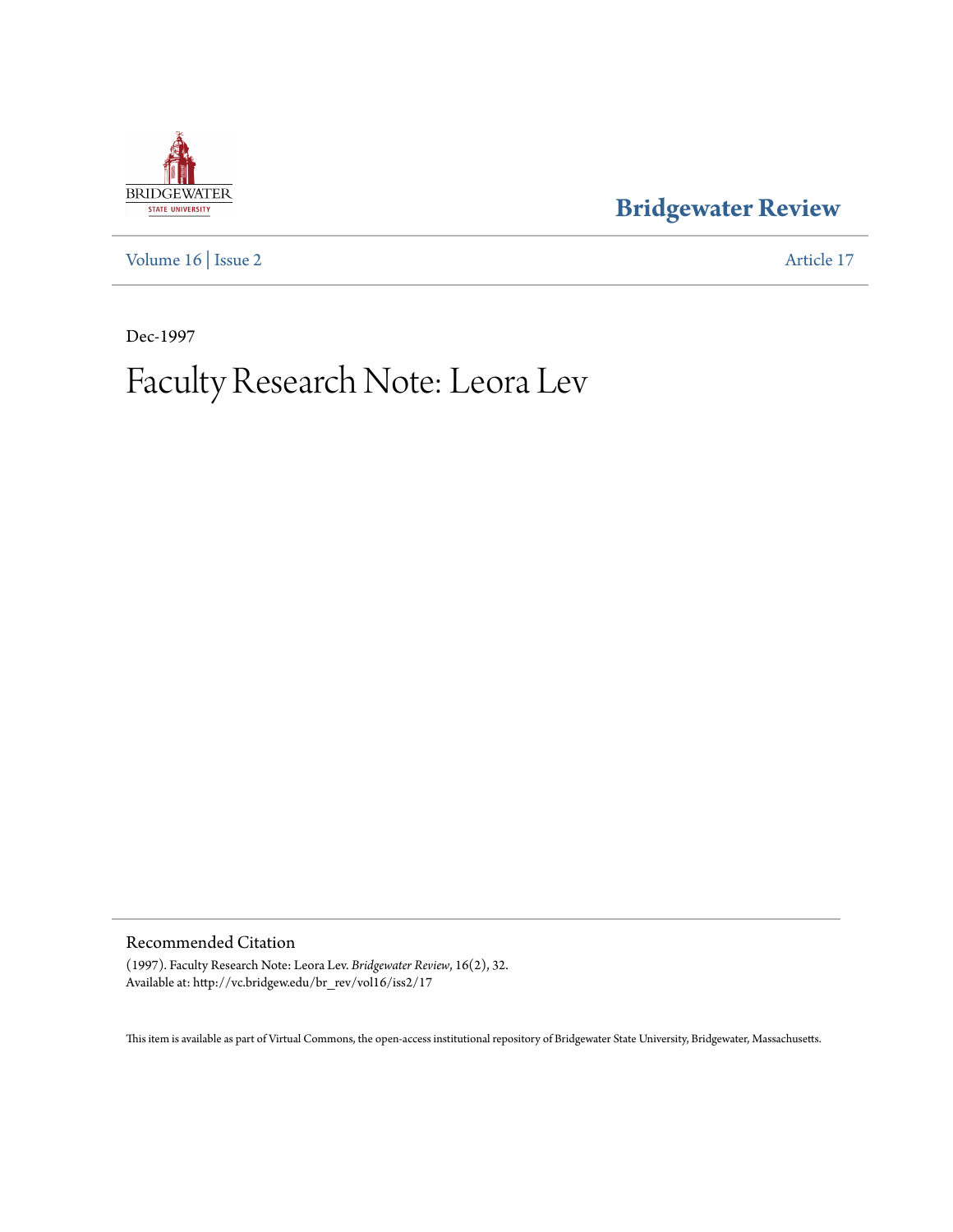# Bridgewater Review

Volume 16 | Issue 2 Article 17

Dec-1997

# Faculty Research Note: Leora Lev

## Recommended Citation

(1997). Faculty Research Note: Leora Lev. *Bridgewater Review*, 16(2), 32.
Available at: http://vc.bridgew.edu/br_rev/vol16/iss2/17

This item is available as part of Virtual Commons, the open-access institutional repository of Bridgewater State University, Bridgewater, Massachusetts.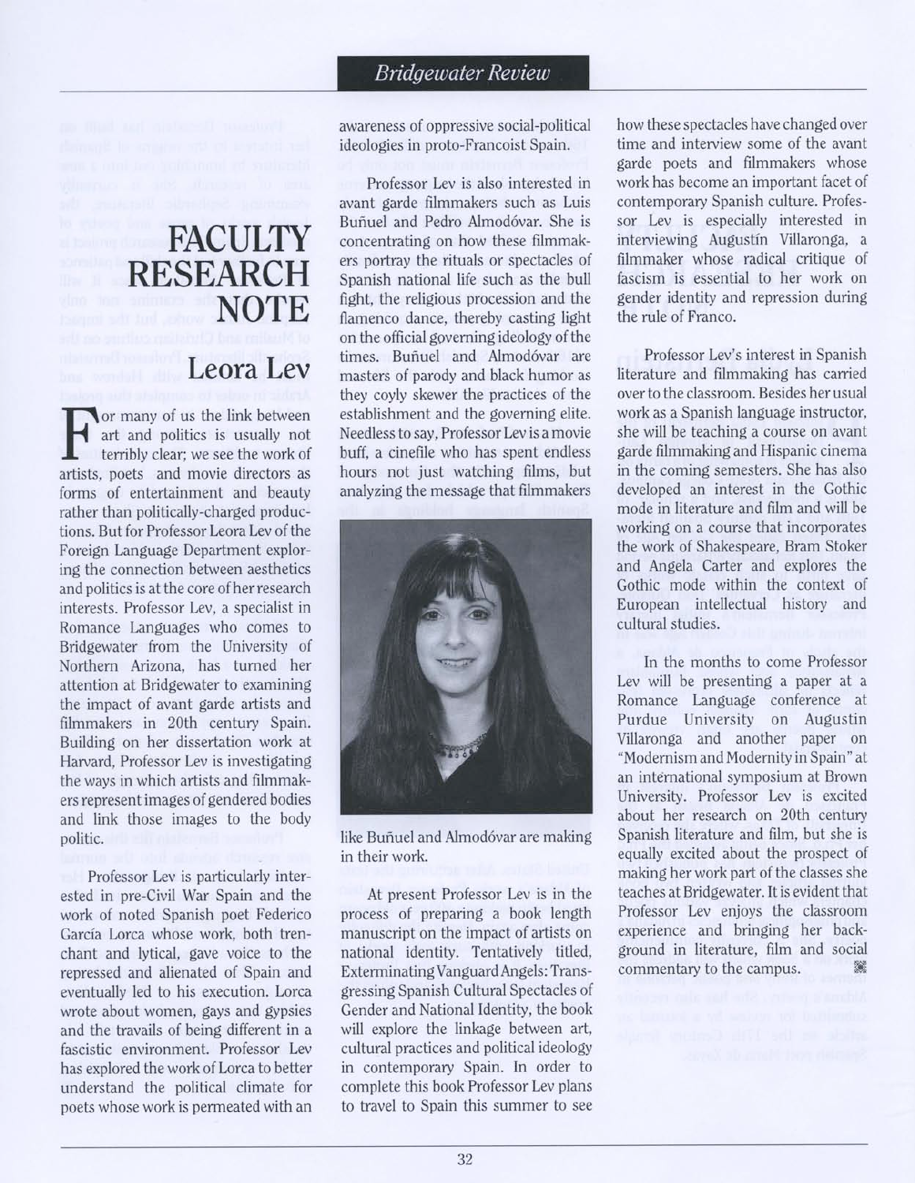# FACULTY RESEARCH NOTE

## Leora Lev

For many of us the link between art and politics is usually not terribly clear; we see the work of artists, poets and movie directors as forms of entertainment and beauty rather than politically-charged productions. But for Professor Leora Lev of the Foreign Language Department exploring the connection between aesthetics and politics is at the core of her research interests. Professor Lev, a specialist in Romance Languages who comes to Bridgewater from the University of Northern Arizona, has turned her attention at Bridgewater to examining the impact of avant garde artists and filmmakers in 20th century Spain. Building on her dissertation work at Harvard, Professor Lev is investigating the ways in which artists and filmmakers represent images of gendered bodies and link those images to the body politic.

Professor Lev is particularly interested in pre-Civil War Spain and the work of noted Spanish poet Federico García Lorca whose work, both trenchant and lytical, gave voice to the repressed and alienated of Spain and eventually led to his execution. Lorca wrote about women, gays and gypsies and the travails of being different in a fascistic environment. Professor Lev has explored the work of Lorca to better understand the political climate for poets whose work is permeated with an awareness of oppressive social-political ideologies in proto-Francoist Spain.

Professor Lev is also interested in avant garde filmmakers such as Luis Buñuel and Pedro Almodóvar. She is concentrating on how these filmmakers portray the rituals or spectacles of Spanish national life such as the bull fight, the religious procession and the flamenco dance, thereby casting light on the official governing ideology of the times. Buñuel and Almodóvar are masters of parody and black humor as they coyly skewer the practices of the establishment and the governing elite. Needless to say, Professor Lev is a movie buff, a cinefile who has spent endless hours not just watching films, but analyzing the message that filmmakers like Buñuel and Almodóvar are making in their work.

At present Professor Lev is in the process of preparing a book length manuscript on the impact of artists on national identity. Tentatively titled, Exterminating Vanguard Angels: Transgressing Spanish Cultural Spectacles of Gender and National Identity, the book will explore the linkage between art, cultural practices and political ideology in contemporary Spain. In order to complete this book Professor Lev plans to travel to Spain this summer to see how these spectacles have changed over time and interview some of the avant garde poets and filmmakers whose work has become an important facet of contemporary Spanish culture. Professor Lev is especially interested in interviewing Augustín Villaronga, a filmmaker whose radical critique of fascism is essential to her work on gender identity and repression during the rule of Franco.

Professor Lev's interest in Spanish literature and filmmaking has carried over to the classroom. Besides her usual work as a Spanish language instructor, she will be teaching a course on avant garde filmmaking and Hispanic cinema in the coming semesters. She has also developed an interest in the Gothic mode in literature and film and will be working on a course that incorporates the work of Shakespeare, Bram Stoker and Angela Carter and explores the Gothic mode within the context of European intellectual history and cultural studies.

In the months to come Professor Lev will be presenting a paper at a Romance Language conference at Purdue University on Augustin Villaronga and another paper on "Modernism and Modernity in Spain" at an international symposium at Brown University. Professor Lev is excited about her research on 20th century Spanish literature and film, but she is equally excited about the prospect of making her work part of the classes she teaches at Bridgewater. It is evident that Professor Lev enjoys the classroom experience and bringing her background in literature, film and social commentary to the campus.